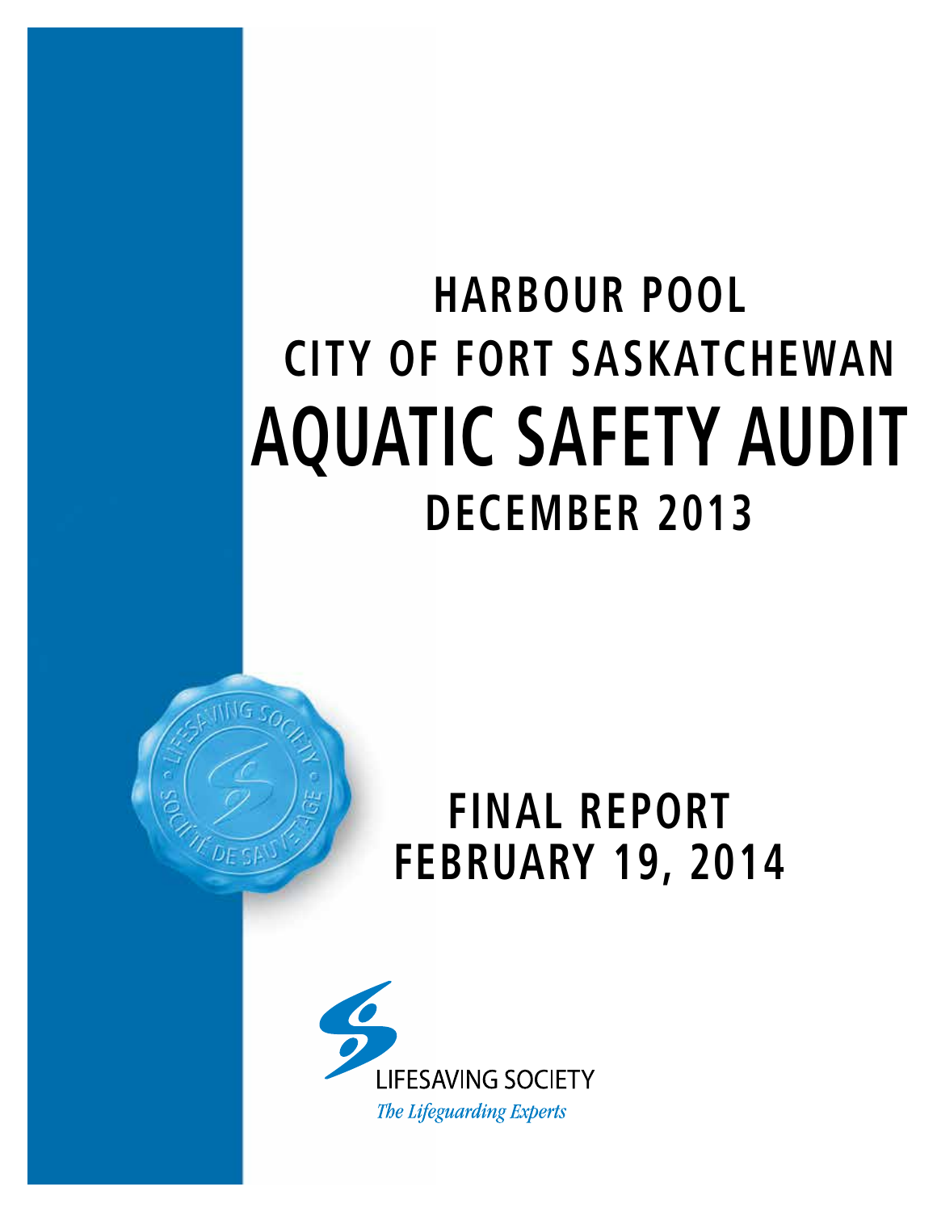# HARBOUR POOL

## CITY OF FORT SASKATCHEWAN

# AQUATIC SAFETY AUDIT

## DECEMBER 2013

## FINAL REPORT
## FEBRUARY 19, 2014

LIFESAVING SOCIETY

*The Lifeguarding Experts*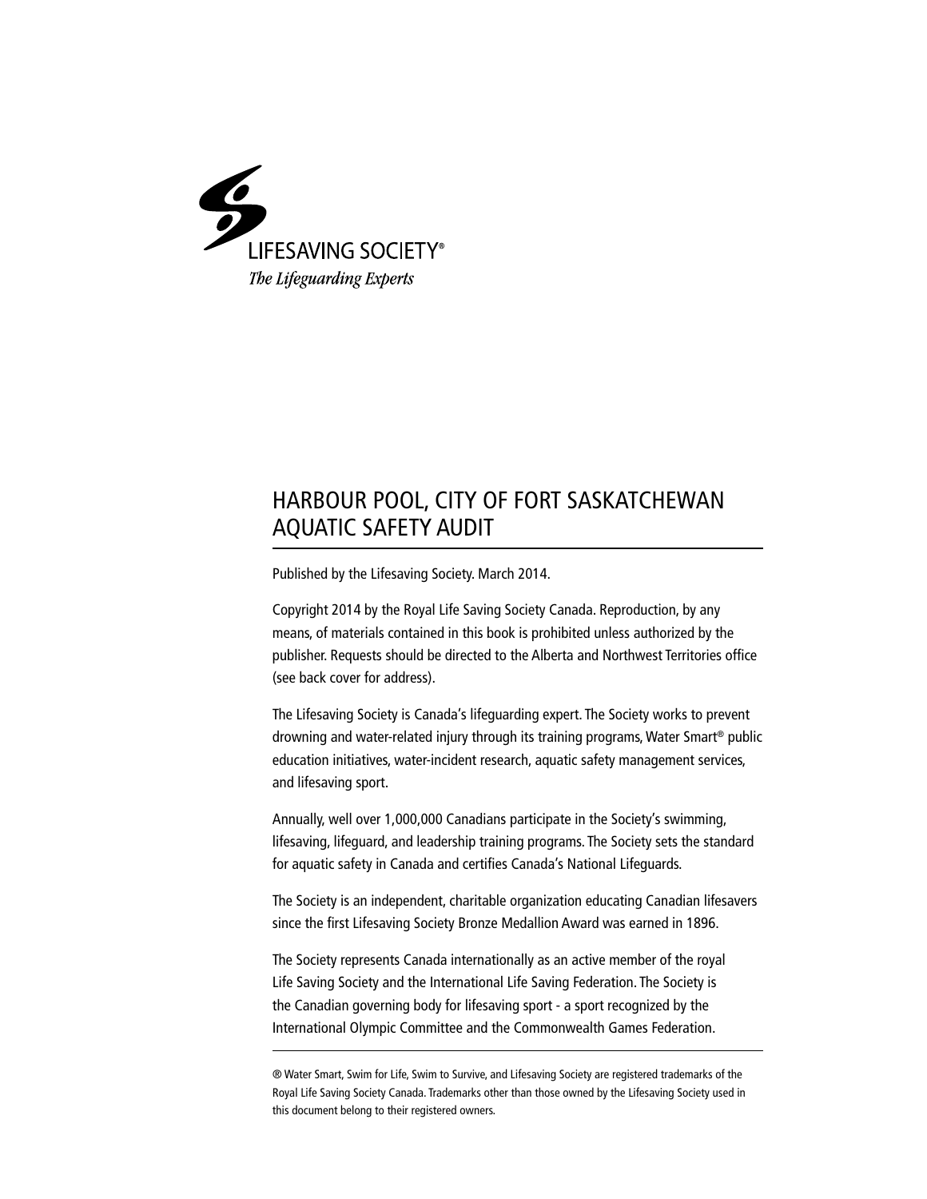LIFESAVING SOCIETY®

*The Lifeguarding Experts*

# HARBOUR POOL, CITY OF FORT SASKATCHEWAN AQUATIC SAFETY AUDIT

Published by the Lifesaving Society. March 2014.

Copyright 2014 by the Royal Life Saving Society Canada. Reproduction, by any means, of materials contained in this book is prohibited unless authorized by the publisher. Requests should be directed to the Alberta and Northwest Territories office (see back cover for address).

The Lifesaving Society is Canada's lifeguarding expert. The Society works to prevent drowning and water-related injury through its training programs, Water Smart® public education initiatives, water-incident research, aquatic safety management services, and lifesaving sport.

Annually, well over 1,000,000 Canadians participate in the Society's swimming, lifesaving, lifeguard, and leadership training programs. The Society sets the standard for aquatic safety in Canada and certifies Canada's National Lifeguards.

The Society is an independent, charitable organization educating Canadian lifesavers since the first Lifesaving Society Bronze Medallion Award was earned in 1896.

The Society represents Canada internationally as an active member of the royal Life Saving Society and the International Life Saving Federation. The Society is the Canadian governing body for lifesaving sport - a sport recognized by the International Olympic Committee and the Commonwealth Games Federation.

---

® Water Smart, Swim for Life, Swim to Survive, and Lifesaving Society are registered trademarks of the Royal Life Saving Society Canada. Trademarks other than those owned by the Lifesaving Society used in this document belong to their registered owners.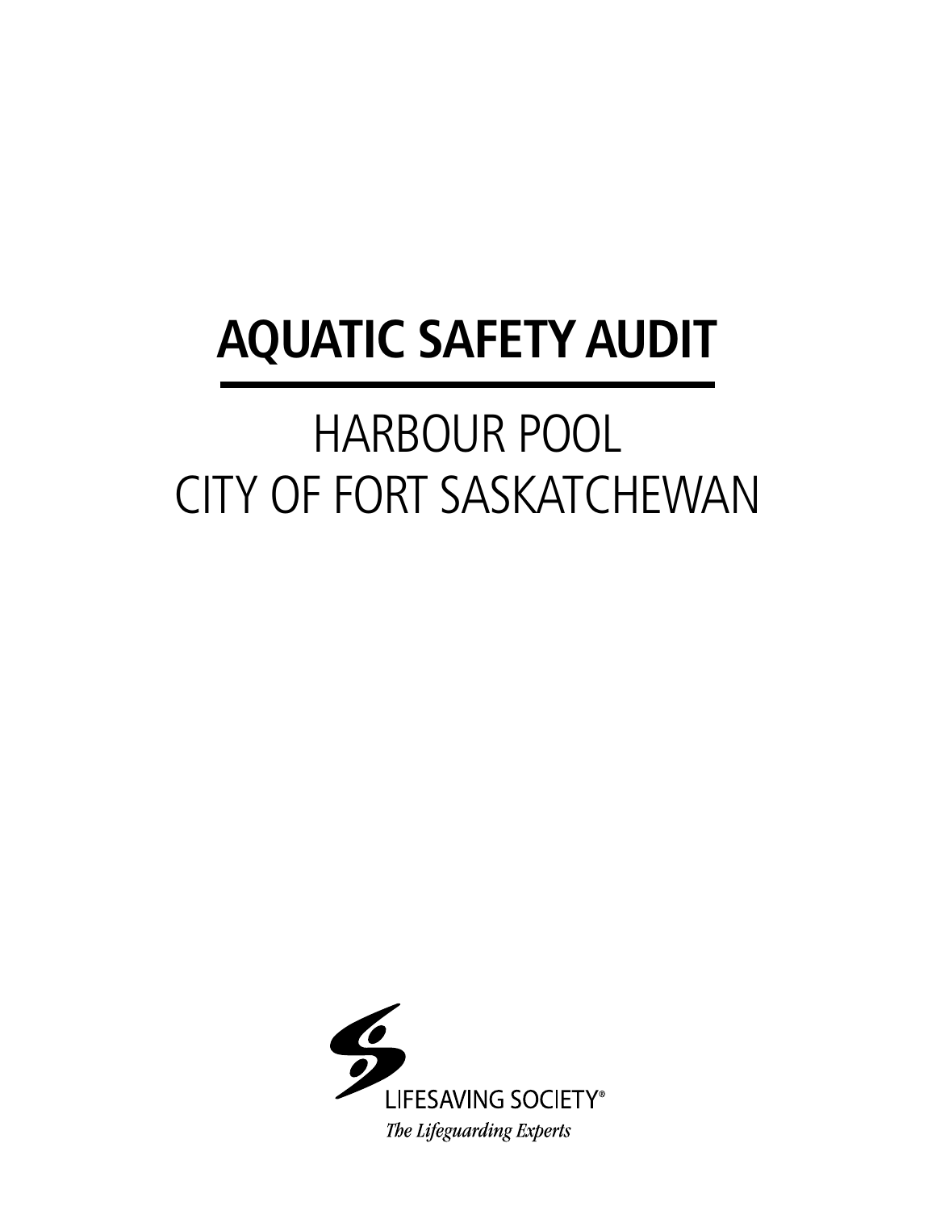# AQUATIC SAFETY AUDIT

## HARBOUR POOL
## CITY OF FORT SASKATCHEWAN

LIFESAVING SOCIETY®

*The Lifeguarding Experts*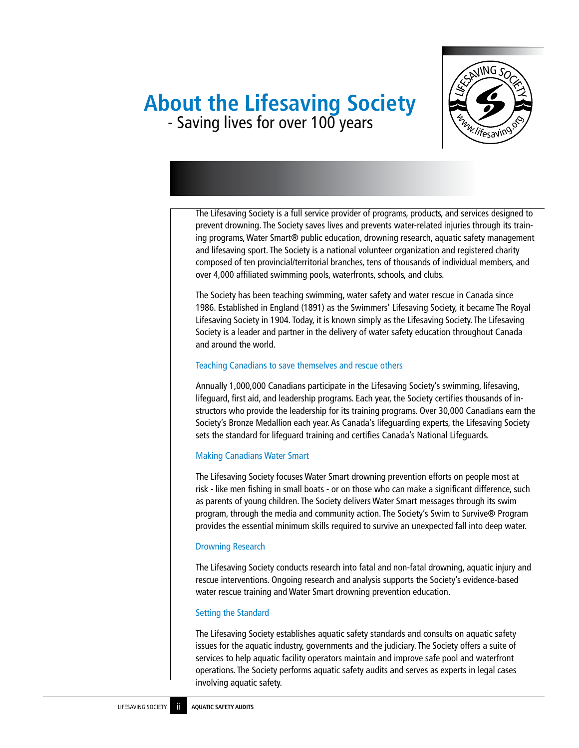# About the Lifesaving Society

- Saving lives for over 100 years

The Lifesaving Society is a full service provider of programs, products, and services designed to prevent drowning. The Society saves lives and prevents water-related injuries through its training programs, Water Smart® public education, drowning research, aquatic safety management and lifesaving sport. The Society is a national volunteer organization and registered charity composed of ten provincial/territorial branches, tens of thousands of individual members, and over 4,000 affiliated swimming pools, waterfronts, schools, and clubs.

The Society has been teaching swimming, water safety and water rescue in Canada since 1986. Established in England (1891) as the Swimmers' Lifesaving Society, it became The Royal Lifesaving Society in 1904. Today, it is known simply as the Lifesaving Society. The Lifesaving Society is a leader and partner in the delivery of water safety education throughout Canada and around the world.

## Teaching Canadians to save themselves and rescue others

Annually 1,000,000 Canadians participate in the Lifesaving Society's swimming, lifesaving, lifeguard, first aid, and leadership programs. Each year, the Society certifies thousands of instructors who provide the leadership for its training programs. Over 30,000 Canadians earn the Society's Bronze Medallion each year. As Canada's lifeguarding experts, the Lifesaving Society sets the standard for lifeguard training and certifies Canada's National Lifeguards.

## Making Canadians Water Smart

The Lifesaving Society focuses Water Smart drowning prevention efforts on people most at risk - like men fishing in small boats - or on those who can make a significant difference, such as parents of young children. The Society delivers Water Smart messages through its swim program, through the media and community action. The Society's Swim to Survive® Program provides the essential minimum skills required to survive an unexpected fall into deep water.

## Drowning Research

The Lifesaving Society conducts research into fatal and non-fatal drowning, aquatic injury and rescue interventions. Ongoing research and analysis supports the Society's evidence-based water rescue training and Water Smart drowning prevention education.

## Setting the Standard

The Lifesaving Society establishes aquatic safety standards and consults on aquatic safety issues for the aquatic industry, governments and the judiciary. The Society offers a suite of services to help aquatic facility operators maintain and improve safe pool and waterfront operations. The Society performs aquatic safety audits and serves as experts in legal cases involving aquatic safety.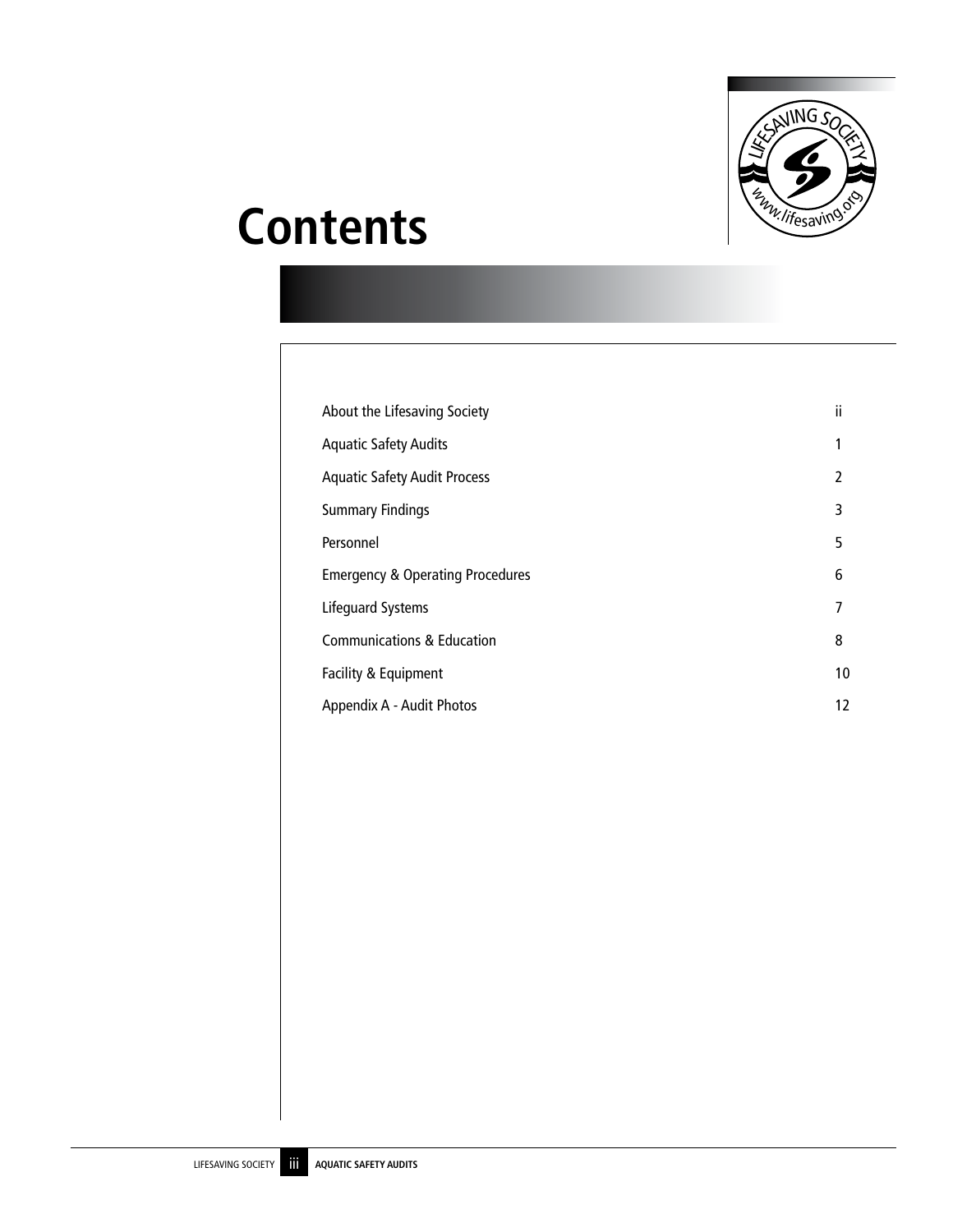# Contents

| | |
|---|---|
| About the Lifesaving Society | ii |
| Aquatic Safety Audits | 1 |
| Aquatic Safety Audit Process | 2 |
| Summary Findings | 3 |
| Personnel | 5 |
| Emergency & Operating Procedures | 6 |
| Lifeguard Systems | 7 |
| Communications & Education | 8 |
| Facility & Equipment | 10 |
| Appendix A - Audit Photos | 12 |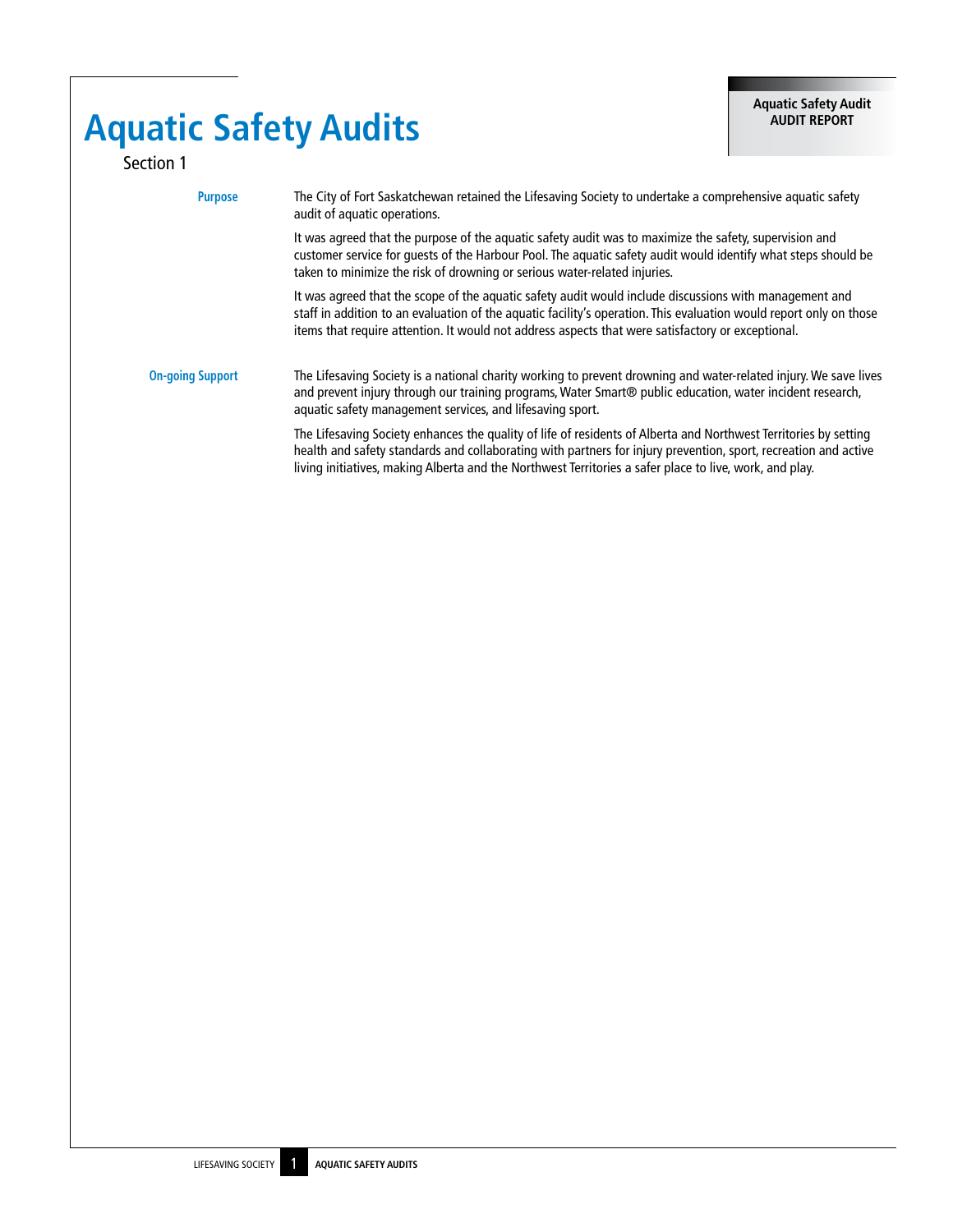# Aquatic Safety Audits

Section 1

**Purpose**

The City of Fort Saskatchewan retained the Lifesaving Society to undertake a comprehensive aquatic safety audit of aquatic operations.

It was agreed that the purpose of the aquatic safety audit was to maximize the safety, supervision and customer service for guests of the Harbour Pool. The aquatic safety audit would identify what steps should be taken to minimize the risk of drowning or serious water-related injuries.

It was agreed that the scope of the aquatic safety audit would include discussions with management and staff in addition to an evaluation of the aquatic facility's operation. This evaluation would report only on those items that require attention. It would not address aspects that were satisfactory or exceptional.

**On-going Support**

The Lifesaving Society is a national charity working to prevent drowning and water-related injury. We save lives and prevent injury through our training programs, Water Smart® public education, water incident research, aquatic safety management services, and lifesaving sport.

The Lifesaving Society enhances the quality of life of residents of Alberta and Northwest Territories by setting health and safety standards and collaborating with partners for injury prevention, sport, recreation and active living initiatives, making Alberta and the Northwest Territories a safer place to live, work, and play.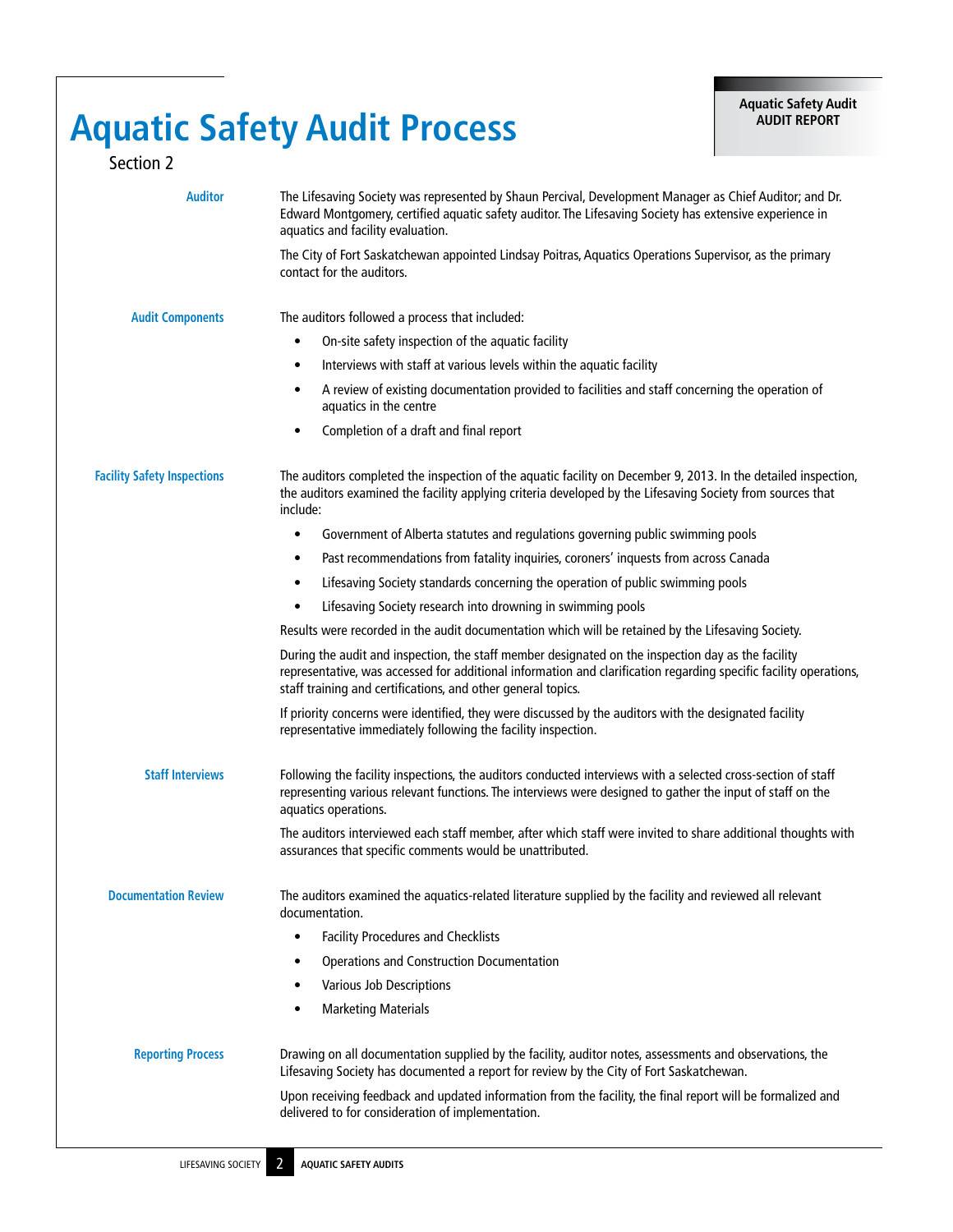# Aquatic Safety Audit Process

Section 2

### Auditor

The Lifesaving Society was represented by Shaun Percival, Development Manager as Chief Auditor; and Dr. Edward Montgomery, certified aquatic safety auditor. The Lifesaving Society has extensive experience in aquatics and facility evaluation.

The City of Fort Saskatchewan appointed Lindsay Poitras, Aquatics Operations Supervisor, as the primary contact for the auditors.

### Audit Components

The auditors followed a process that included:

- On-site safety inspection of the aquatic facility
- Interviews with staff at various levels within the aquatic facility
- A review of existing documentation provided to facilities and staff concerning the operation of aquatics in the centre
- Completion of a draft and final report

### Facility Safety Inspections

The auditors completed the inspection of the aquatic facility on December 9, 2013. In the detailed inspection, the auditors examined the facility applying criteria developed by the Lifesaving Society from sources that include:

- Government of Alberta statutes and regulations governing public swimming pools
- Past recommendations from fatality inquiries, coroners' inquests from across Canada
- Lifesaving Society standards concerning the operation of public swimming pools
- Lifesaving Society research into drowning in swimming pools

Results were recorded in the audit documentation which will be retained by the Lifesaving Society.

During the audit and inspection, the staff member designated on the inspection day as the facility representative, was accessed for additional information and clarification regarding specific facility operations, staff training and certifications, and other general topics.

If priority concerns were identified, they were discussed by the auditors with the designated facility representative immediately following the facility inspection.

### Staff Interviews

Following the facility inspections, the auditors conducted interviews with a selected cross-section of staff representing various relevant functions. The interviews were designed to gather the input of staff on the aquatics operations.

The auditors interviewed each staff member, after which staff were invited to share additional thoughts with assurances that specific comments would be unattributed.

### Documentation Review

The auditors examined the aquatics-related literature supplied by the facility and reviewed all relevant documentation.

- Facility Procedures and Checklists
- Operations and Construction Documentation
- Various Job Descriptions
- Marketing Materials

### Reporting Process

Drawing on all documentation supplied by the facility, auditor notes, assessments and observations, the Lifesaving Society has documented a report for review by the City of Fort Saskatchewan.

Upon receiving feedback and updated information from the facility, the final report will be formalized and delivered to for consideration of implementation.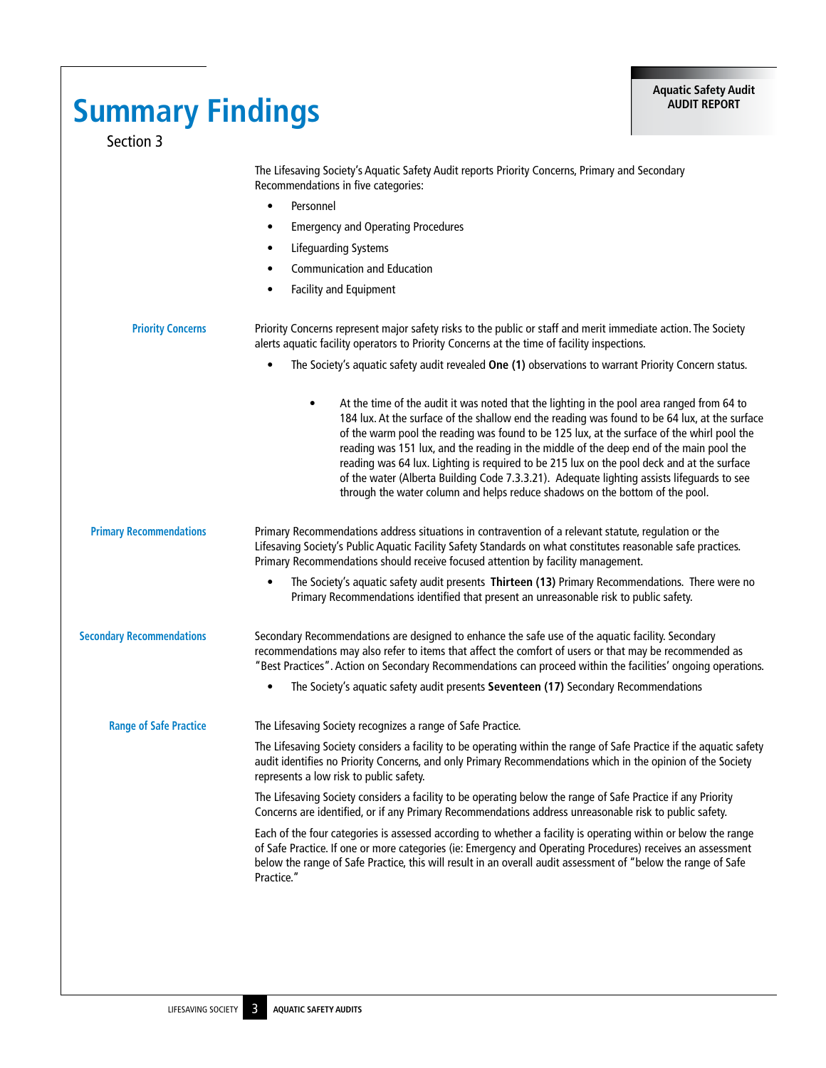# Summary Findings

Section 3

The Lifesaving Society's Aquatic Safety Audit reports Priority Concerns, Primary and Secondary Recommendations in five categories:

- Personnel
- Emergency and Operating Procedures
- Lifeguarding Systems
- Communication and Education
- Facility and Equipment

### Priority Concerns

Priority Concerns represent major safety risks to the public or staff and merit immediate action. The Society alerts aquatic facility operators to Priority Concerns at the time of facility inspections.

- The Society's aquatic safety audit revealed **One (1)** observations to warrant Priority Concern status.

  - At the time of the audit it was noted that the lighting in the pool area ranged from 64 to 184 lux. At the surface of the shallow end the reading was found to be 64 lux, at the surface of the warm pool the reading was found to be 125 lux, at the surface of the whirl pool the reading was 151 lux, and the reading in the middle of the deep end of the main pool the reading was 64 lux. Lighting is required to be 215 lux on the pool deck and at the surface of the water (Alberta Building Code 7.3.3.21). Adequate lighting assists lifeguards to see through the water column and helps reduce shadows on the bottom of the pool.

### Primary Recommendations

Primary Recommendations address situations in contravention of a relevant statute, regulation or the Lifesaving Society's Public Aquatic Facility Safety Standards on what constitutes reasonable safe practices. Primary Recommendations should receive focused attention by facility management.

- The Society's aquatic safety audit presents **Thirteen (13)** Primary Recommendations. There were no Primary Recommendations identified that present an unreasonable risk to public safety.

### Secondary Recommendations

Secondary Recommendations are designed to enhance the safe use of the aquatic facility. Secondary recommendations may also refer to items that affect the comfort of users or that may be recommended as "Best Practices". Action on Secondary Recommendations can proceed within the facilities' ongoing operations.

- The Society's aquatic safety audit presents **Seventeen (17)** Secondary Recommendations

### Range of Safe Practice

The Lifesaving Society recognizes a range of Safe Practice.

The Lifesaving Society considers a facility to be operating within the range of Safe Practice if the aquatic safety audit identifies no Priority Concerns, and only Primary Recommendations which in the opinion of the Society represents a low risk to public safety.

The Lifesaving Society considers a facility to be operating below the range of Safe Practice if any Priority Concerns are identified, or if any Primary Recommendations address unreasonable risk to public safety.

Each of the four categories is assessed according to whether a facility is operating within or below the range of Safe Practice. If one or more categories (ie: Emergency and Operating Procedures) receives an assessment below the range of Safe Practice, this will result in an overall audit assessment of "below the range of Safe Practice."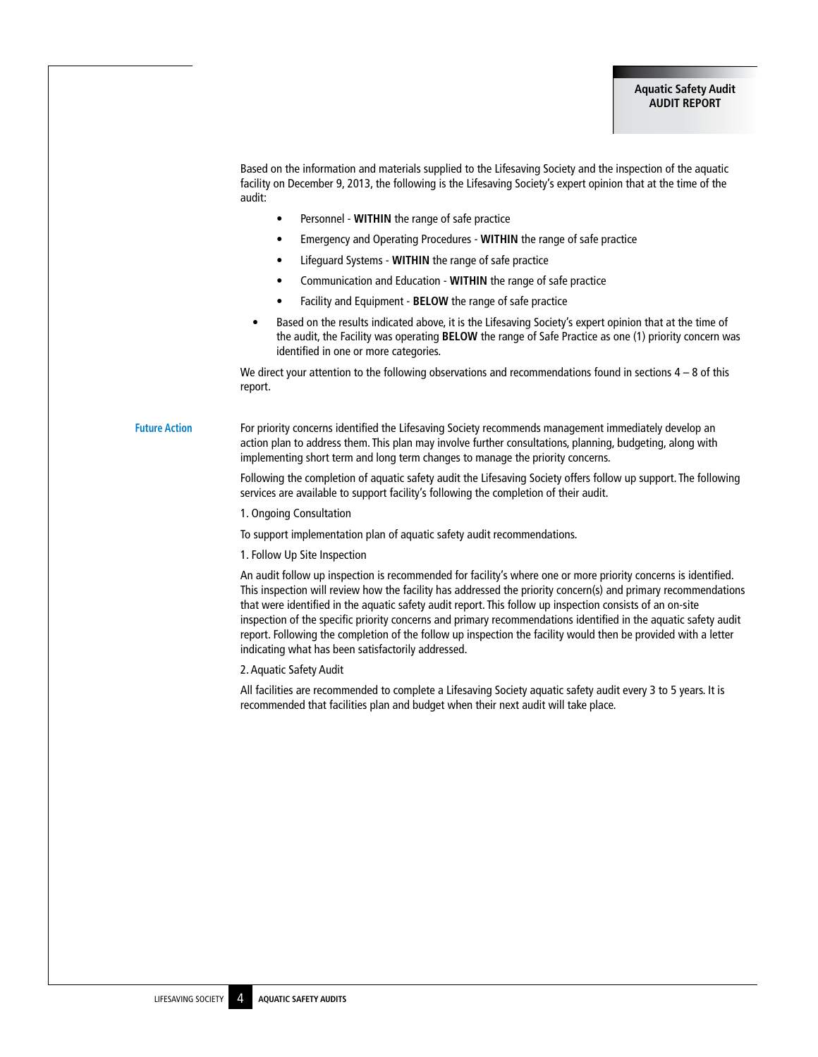Based on the information and materials supplied to the Lifesaving Society and the inspection of the aquatic facility on December 9, 2013, the following is the Lifesaving Society's expert opinion that at the time of the audit:

- Personnel - **WITHIN** the range of safe practice
- Emergency and Operating Procedures - **WITHIN** the range of safe practice
- Lifeguard Systems - **WITHIN** the range of safe practice
- Communication and Education - **WITHIN** the range of safe practice
- Facility and Equipment - **BELOW** the range of safe practice

- Based on the results indicated above, it is the Lifesaving Society's expert opinion that at the time of the audit, the Facility was operating **BELOW** the range of Safe Practice as one (1) priority concern was identified in one or more categories.

We direct your attention to the following observations and recommendations found in sections 4 – 8 of this report.

## Future Action

For priority concerns identified the Lifesaving Society recommends management immediately develop an action plan to address them. This plan may involve further consultations, planning, budgeting, along with implementing short term and long term changes to manage the priority concerns.

Following the completion of aquatic safety audit the Lifesaving Society offers follow up support. The following services are available to support facility's following the completion of their audit.

1. Ongoing Consultation

To support implementation plan of aquatic safety audit recommendations.

1. Follow Up Site Inspection

An audit follow up inspection is recommended for facility's where one or more priority concerns is identified. This inspection will review how the facility has addressed the priority concern(s) and primary recommendations that were identified in the aquatic safety audit report. This follow up inspection consists of an on-site inspection of the specific priority concerns and primary recommendations identified in the aquatic safety audit report. Following the completion of the follow up inspection the facility would then be provided with a letter indicating what has been satisfactorily addressed.

2. Aquatic Safety Audit

All facilities are recommended to complete a Lifesaving Society aquatic safety audit every 3 to 5 years. It is recommended that facilities plan and budget when their next audit will take place.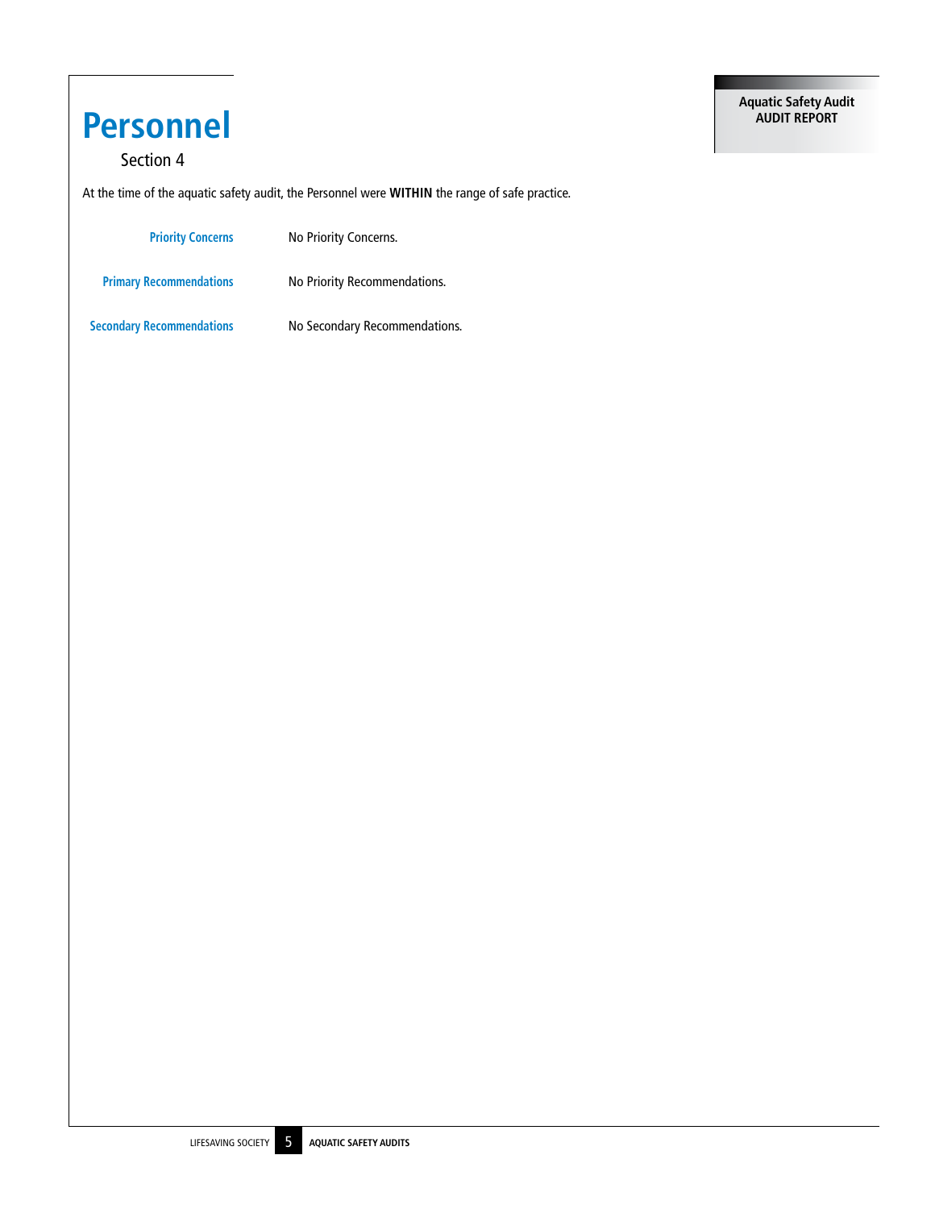# Personnel

Section 4

At the time of the aquatic safety audit, the Personnel were **WITHIN** the range of safe practice.

| | |
|---|---|
| **Priority Concerns** | No Priority Concerns. |
| **Primary Recommendations** | No Priority Recommendations. |
| **Secondary Recommendations** | No Secondary Recommendations. |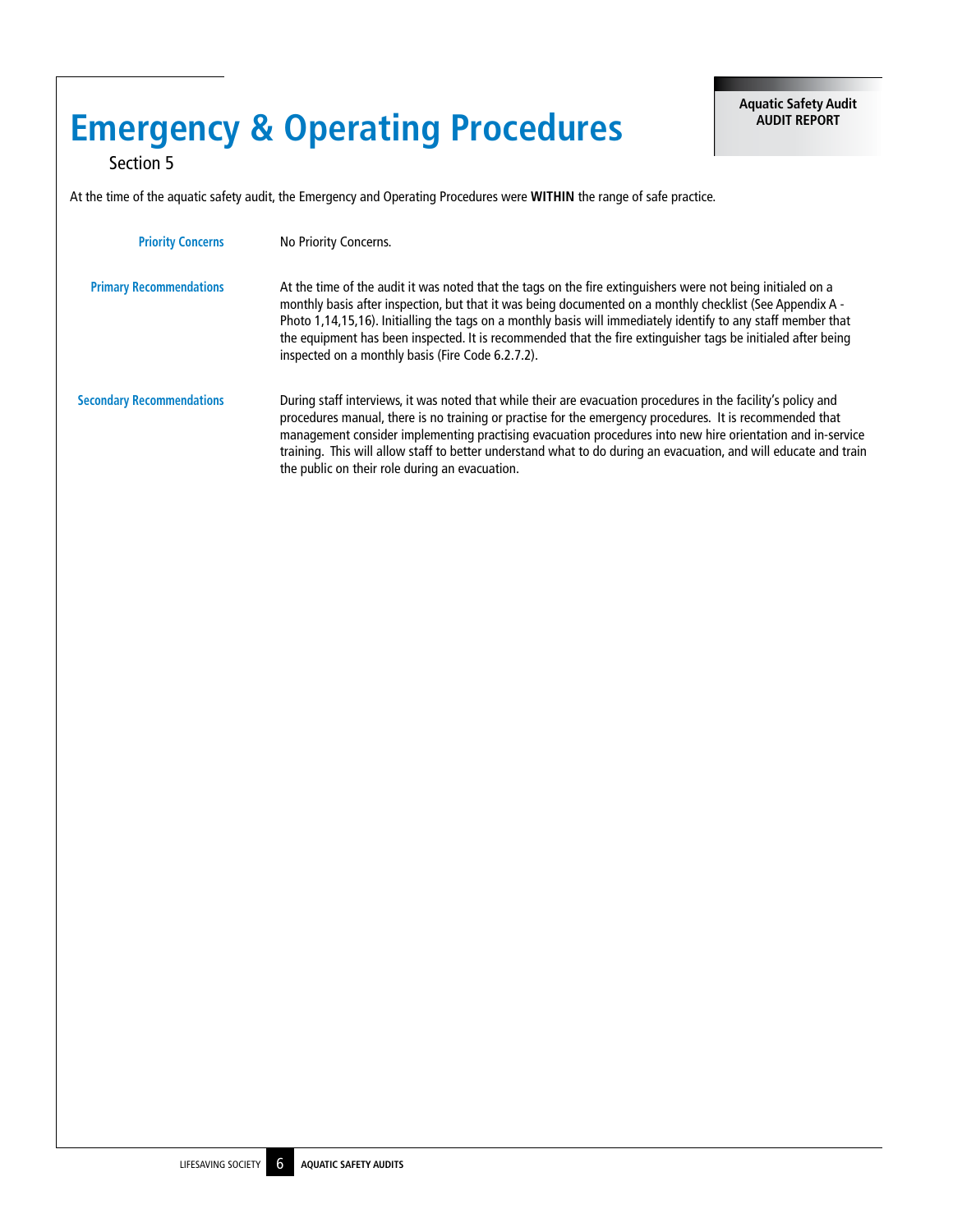# Emergency & Operating Procedures

Section 5

At the time of the aquatic safety audit, the Emergency and Operating Procedures were **WITHIN** the range of safe practice.

**Priority Concerns**

No Priority Concerns.

**Primary Recommendations**

At the time of the audit it was noted that the tags on the fire extinguishers were not being initialed on a monthly basis after inspection, but that it was being documented on a monthly checklist (See Appendix A - Photo 1,14,15,16). Initialling the tags on a monthly basis will immediately identify to any staff member that the equipment has been inspected. It is recommended that the fire extinguisher tags be initialed after being inspected on a monthly basis (Fire Code 6.2.7.2).

**Secondary Recommendations**

During staff interviews, it was noted that while their are evacuation procedures in the facility's policy and procedures manual, there is no training or practise for the emergency procedures. It is recommended that management consider implementing practising evacuation procedures into new hire orientation and in-service training. This will allow staff to better understand what to do during an evacuation, and will educate and train the public on their role during an evacuation.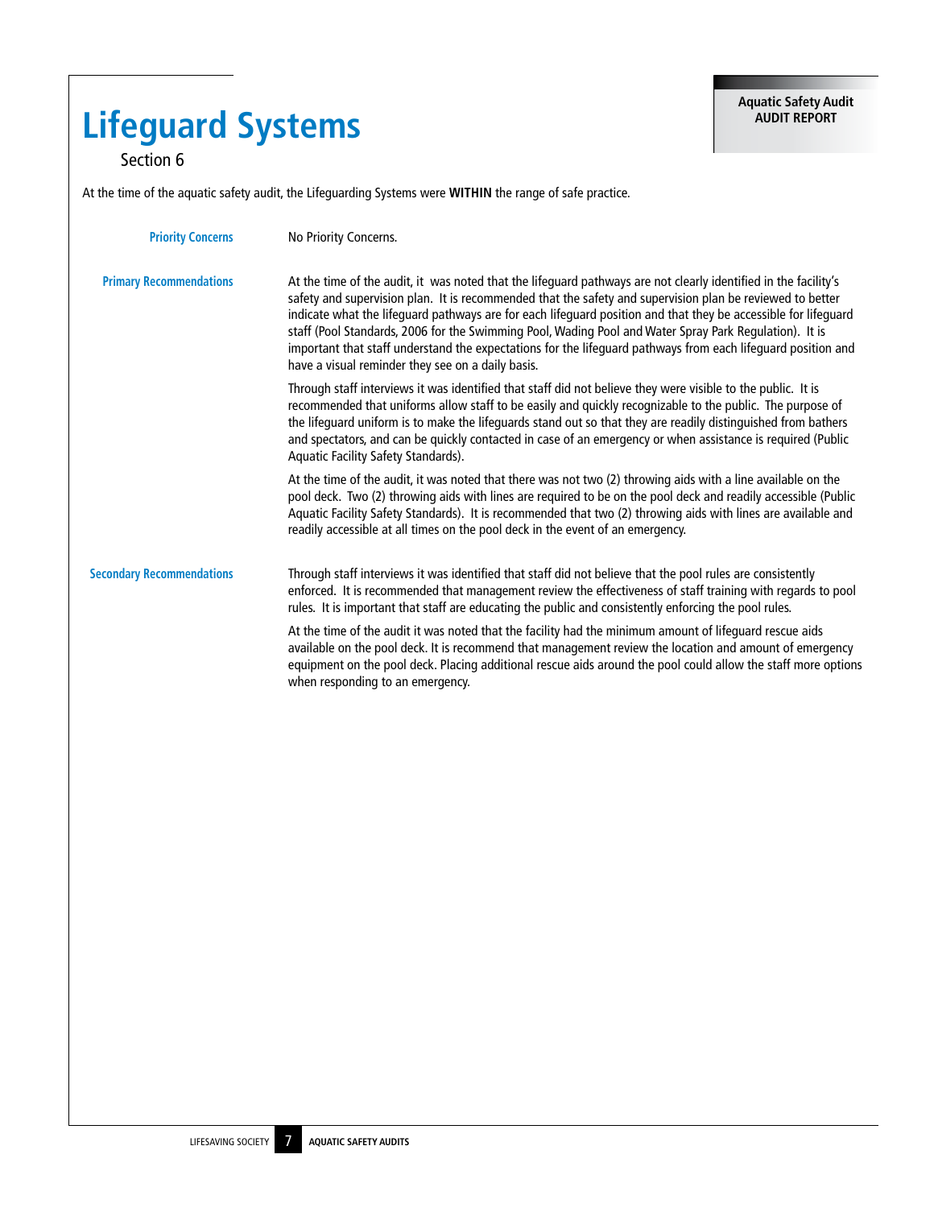# Lifeguard Systems

Section 6

At the time of the aquatic safety audit, the Lifeguarding Systems were **WITHIN** the range of safe practice.

### Priority Concerns

No Priority Concerns.

### Primary Recommendations

At the time of the audit, it was noted that the lifeguard pathways are not clearly identified in the facility's safety and supervision plan. It is recommended that the safety and supervision plan be reviewed to better indicate what the lifeguard pathways are for each lifeguard position and that they be accessible for lifeguard staff (Pool Standards, 2006 for the Swimming Pool, Wading Pool and Water Spray Park Regulation). It is important that staff understand the expectations for the lifeguard pathways from each lifeguard position and have a visual reminder they see on a daily basis.

Through staff interviews it was identified that staff did not believe they were visible to the public. It is recommended that uniforms allow staff to be easily and quickly recognizable to the public. The purpose of the lifeguard uniform is to make the lifeguards stand out so that they are readily distinguished from bathers and spectators, and can be quickly contacted in case of an emergency or when assistance is required (Public Aquatic Facility Safety Standards).

At the time of the audit, it was noted that there was not two (2) throwing aids with a line available on the pool deck. Two (2) throwing aids with lines are required to be on the pool deck and readily accessible (Public Aquatic Facility Safety Standards). It is recommended that two (2) throwing aids with lines are available and readily accessible at all times on the pool deck in the event of an emergency.

### Secondary Recommendations

Through staff interviews it was identified that staff did not believe that the pool rules are consistently enforced. It is recommended that management review the effectiveness of staff training with regards to pool rules. It is important that staff are educating the public and consistently enforcing the pool rules.

At the time of the audit it was noted that the facility had the minimum amount of lifeguard rescue aids available on the pool deck. It is recommend that management review the location and amount of emergency equipment on the pool deck. Placing additional rescue aids around the pool could allow the staff more options when responding to an emergency.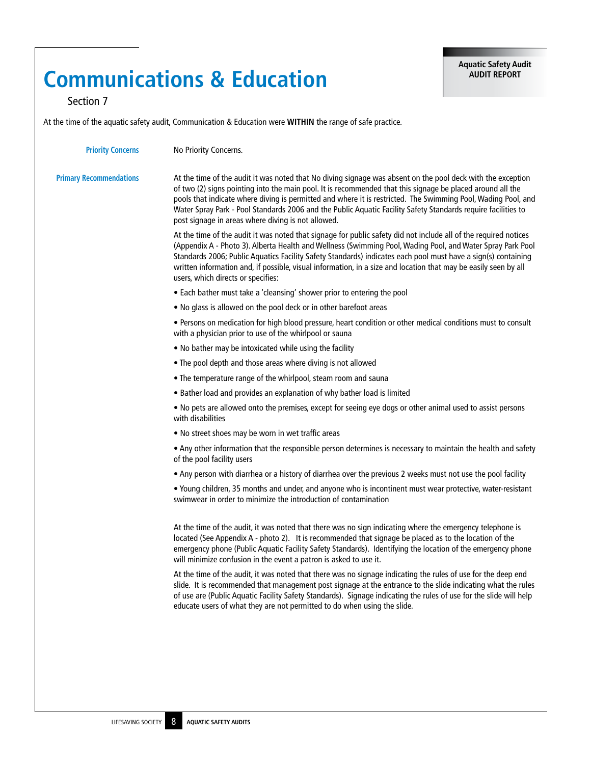# Communications & Education

Section 7

At the time of the aquatic safety audit, Communication & Education were **WITHIN** the range of safe practice.

**Priority Concerns**

No Priority Concerns.

**Primary Recommendations**

At the time of the audit it was noted that No diving signage was absent on the pool deck with the exception of two (2) signs pointing into the main pool. It is recommended that this signage be placed around all the pools that indicate where diving is permitted and where it is restricted. The Swimming Pool, Wading Pool, and Water Spray Park - Pool Standards 2006 and the Public Aquatic Facility Safety Standards require facilities to post signage in areas where diving is not allowed.

At the time of the audit it was noted that signage for public safety did not include all of the required notices (Appendix A - Photo 3). Alberta Health and Wellness (Swimming Pool, Wading Pool, and Water Spray Park Pool Standards 2006; Public Aquatics Facility Safety Standards) indicates each pool must have a sign(s) containing written information and, if possible, visual information, in a size and location that may be easily seen by all users, which directs or specifies:

- Each bather must take a 'cleansing' shower prior to entering the pool
- No glass is allowed on the pool deck or in other barefoot areas
- Persons on medication for high blood pressure, heart condition or other medical conditions must to consult with a physician prior to use of the whirlpool or sauna
- No bather may be intoxicated while using the facility
- The pool depth and those areas where diving is not allowed
- The temperature range of the whirlpool, steam room and sauna
- Bather load and provides an explanation of why bather load is limited
- No pets are allowed onto the premises, except for seeing eye dogs or other animal used to assist persons with disabilities
- No street shoes may be worn in wet traffic areas
- Any other information that the responsible person determines is necessary to maintain the health and safety of the pool facility users
- Any person with diarrhea or a history of diarrhea over the previous 2 weeks must not use the pool facility
- Young children, 35 months and under, and anyone who is incontinent must wear protective, water-resistant swimwear in order to minimize the introduction of contamination

At the time of the audit, it was noted that there was no sign indicating where the emergency telephone is located (See Appendix A - photo 2). It is recommended that signage be placed as to the location of the emergency phone (Public Aquatic Facility Safety Standards). Identifying the location of the emergency phone will minimize confusion in the event a patron is asked to use it.

At the time of the audit, it was noted that there was no signage indicating the rules of use for the deep end slide. It is recommended that management post signage at the entrance to the slide indicating what the rules of use are (Public Aquatic Facility Safety Standards). Signage indicating the rules of use for the slide will help educate users of what they are not permitted to do when using the slide.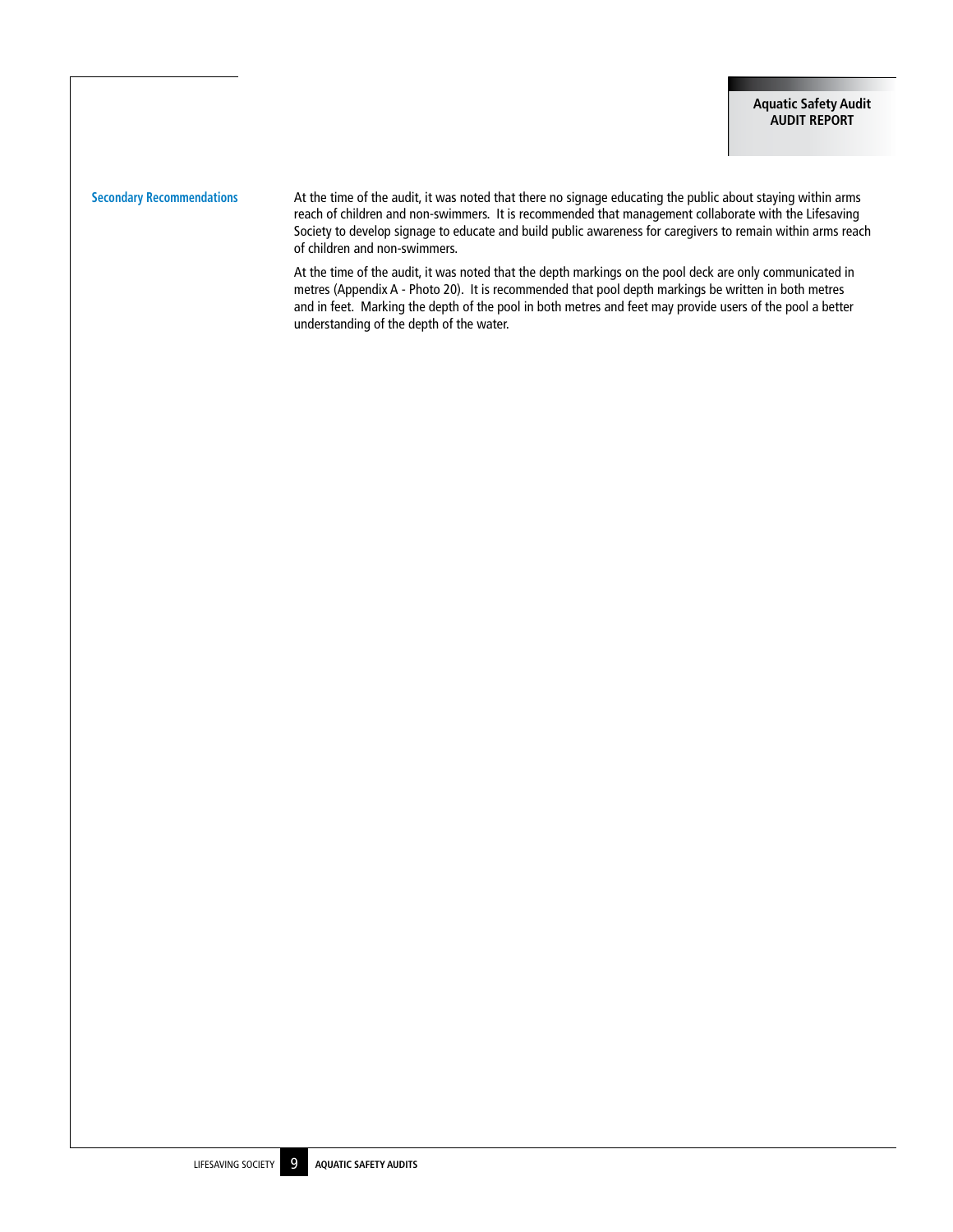## Secondary Recommendations

At the time of the audit, it was noted that there no signage educating the public about staying within arms reach of children and non-swimmers. It is recommended that management collaborate with the Lifesaving Society to develop signage to educate and build public awareness for caregivers to remain within arms reach of children and non-swimmers.

At the time of the audit, it was noted that the depth markings on the pool deck are only communicated in metres (Appendix A - Photo 20). It is recommended that pool depth markings be written in both metres and in feet. Marking the depth of the pool in both metres and feet may provide users of the pool a better understanding of the depth of the water.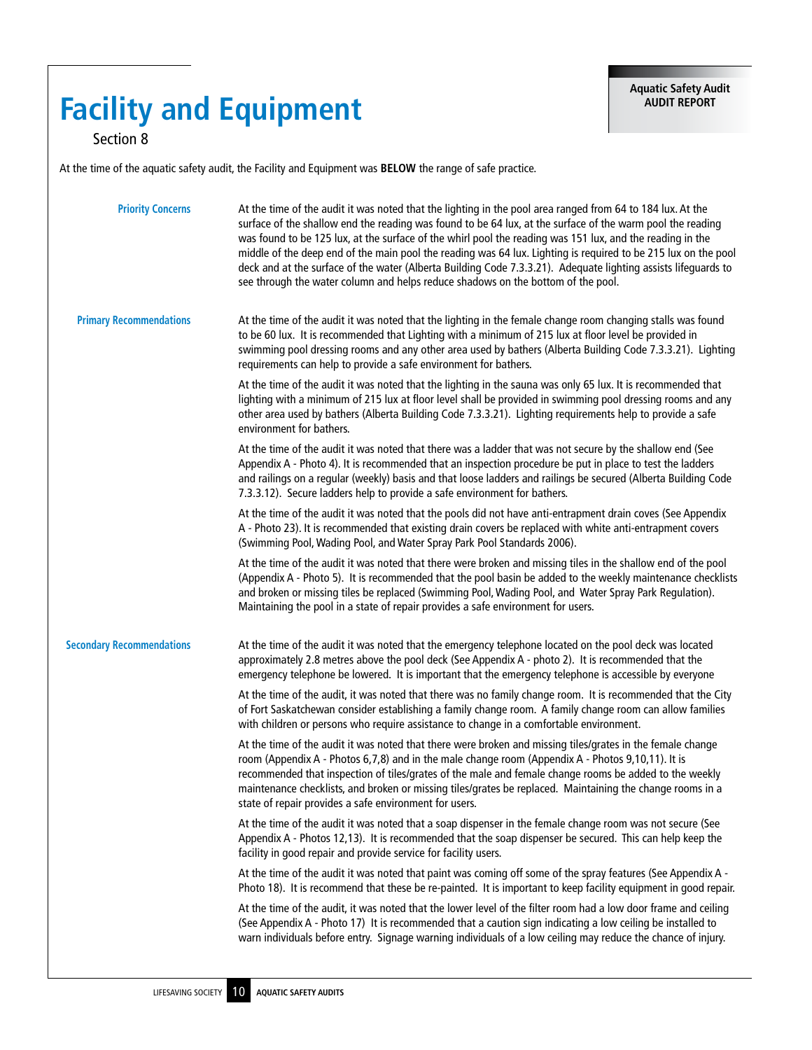# Facility and Equipment

Section 8

At the time of the aquatic safety audit, the Facility and Equipment was **BELOW** the range of safe practice.

### Priority Concerns

At the time of the audit it was noted that the lighting in the pool area ranged from 64 to 184 lux. At the surface of the shallow end the reading was found to be 64 lux, at the surface of the warm pool the reading was found to be 125 lux, at the surface of the whirl pool the reading was 151 lux, and the reading in the middle of the deep end of the main pool the reading was 64 lux. Lighting is required to be 215 lux on the pool deck and at the surface of the water (Alberta Building Code 7.3.3.21). Adequate lighting assists lifeguards to see through the water column and helps reduce shadows on the bottom of the pool.

### Primary Recommendations

At the time of the audit it was noted that the lighting in the female change room changing stalls was found to be 60 lux. It is recommended that Lighting with a minimum of 215 lux at floor level be provided in swimming pool dressing rooms and any other area used by bathers (Alberta Building Code 7.3.3.21). Lighting requirements can help to provide a safe environment for bathers.

At the time of the audit it was noted that the lighting in the sauna was only 65 lux. It is recommended that lighting with a minimum of 215 lux at floor level shall be provided in swimming pool dressing rooms and any other area used by bathers (Alberta Building Code 7.3.3.21). Lighting requirements help to provide a safe environment for bathers.

At the time of the audit it was noted that there was a ladder that was not secure by the shallow end (See Appendix A - Photo 4). It is recommended that an inspection procedure be put in place to test the ladders and railings on a regular (weekly) basis and that loose ladders and railings be secured (Alberta Building Code 7.3.3.12). Secure ladders help to provide a safe environment for bathers.

At the time of the audit it was noted that the pools did not have anti-entrapment drain coves (See Appendix A - Photo 23). It is recommended that existing drain covers be replaced with white anti-entrapment covers (Swimming Pool, Wading Pool, and Water Spray Park Pool Standards 2006).

At the time of the audit it was noted that there were broken and missing tiles in the shallow end of the pool (Appendix A - Photo 5). It is recommended that the pool basin be added to the weekly maintenance checklists and broken or missing tiles be replaced (Swimming Pool, Wading Pool, and Water Spray Park Regulation). Maintaining the pool in a state of repair provides a safe environment for users.

### Secondary Recommendations

At the time of the audit it was noted that the emergency telephone located on the pool deck was located approximately 2.8 metres above the pool deck (See Appendix A - photo 2). It is recommended that the emergency telephone be lowered. It is important that the emergency telephone is accessible by everyone

At the time of the audit, it was noted that there was no family change room. It is recommended that the City of Fort Saskatchewan consider establishing a family change room. A family change room can allow families with children or persons who require assistance to change in a comfortable environment.

At the time of the audit it was noted that there were broken and missing tiles/grates in the female change room (Appendix A - Photos 6,7,8) and in the male change room (Appendix A - Photos 9,10,11). It is recommended that inspection of tiles/grates of the male and female change rooms be added to the weekly maintenance checklists, and broken or missing tiles/grates be replaced. Maintaining the change rooms in a state of repair provides a safe environment for users.

At the time of the audit it was noted that a soap dispenser in the female change room was not secure (See Appendix A - Photos 12,13). It is recommended that the soap dispenser be secured. This can help keep the facility in good repair and provide service for facility users.

At the time of the audit it was noted that paint was coming off some of the spray features (See Appendix A - Photo 18). It is recommend that these be re-painted. It is important to keep facility equipment in good repair.

At the time of the audit, it was noted that the lower level of the filter room had a low door frame and ceiling (See Appendix A - Photo 17) It is recommended that a caution sign indicating a low ceiling be installed to warn individuals before entry. Signage warning individuals of a low ceiling may reduce the chance of injury.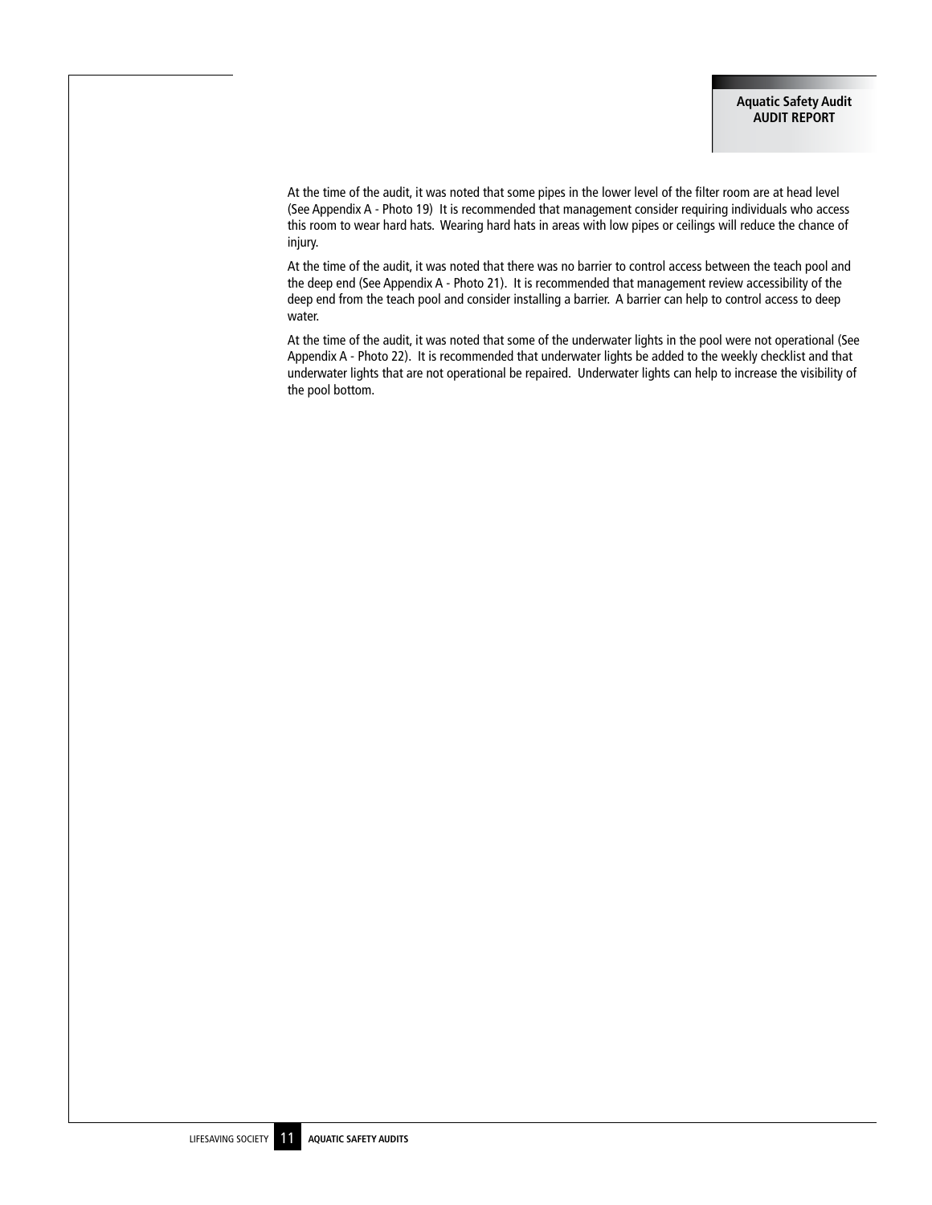At the time of the audit, it was noted that some pipes in the lower level of the filter room are at head level (See Appendix A - Photo 19) It is recommended that management consider requiring individuals who access this room to wear hard hats. Wearing hard hats in areas with low pipes or ceilings will reduce the chance of injury.

At the time of the audit, it was noted that there was no barrier to control access between the teach pool and the deep end (See Appendix A - Photo 21). It is recommended that management review accessibility of the deep end from the teach pool and consider installing a barrier. A barrier can help to control access to deep water.

At the time of the audit, it was noted that some of the underwater lights in the pool were not operational (See Appendix A - Photo 22). It is recommended that underwater lights be added to the weekly checklist and that underwater lights that are not operational be repaired. Underwater lights can help to increase the visibility of the pool bottom.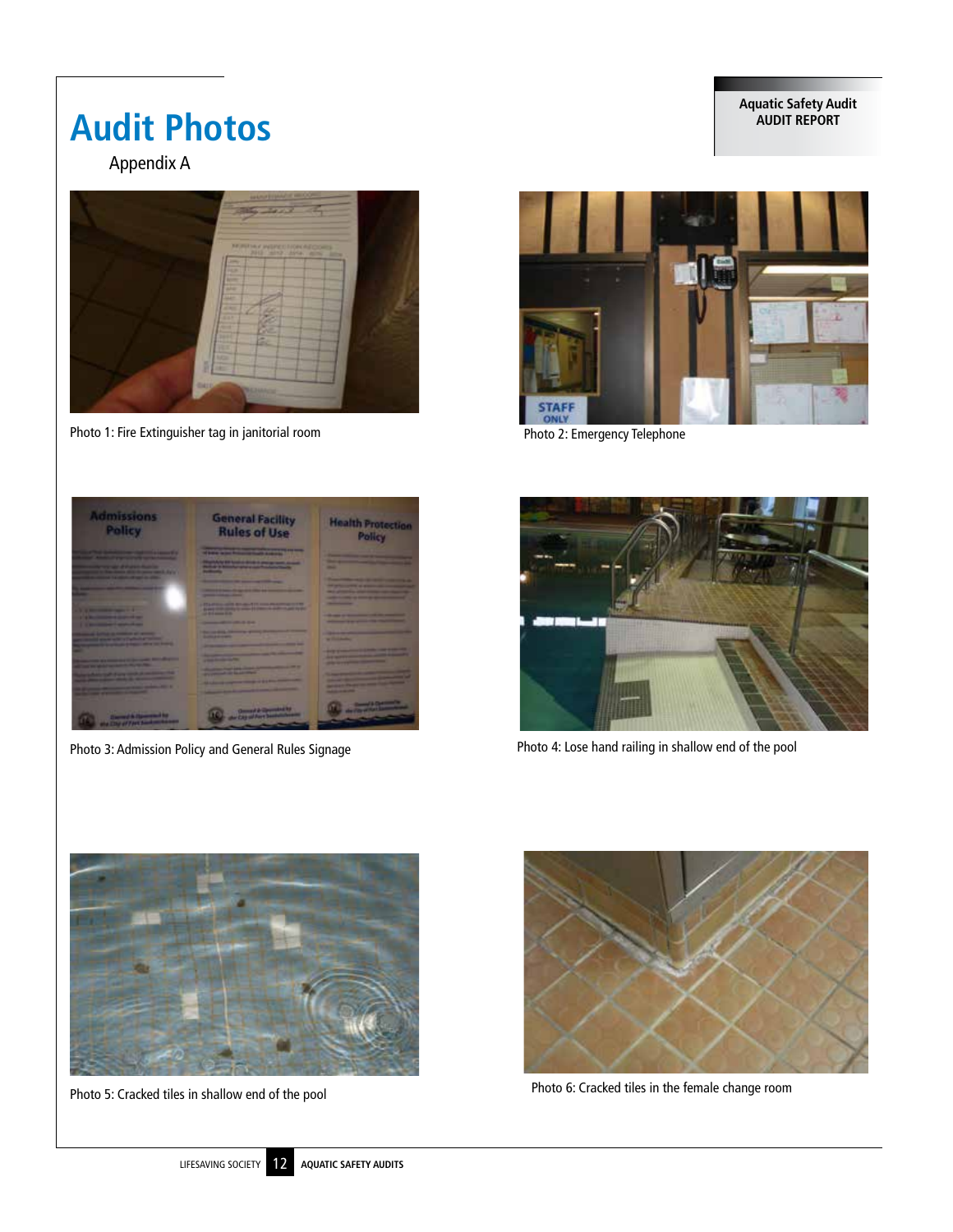# Audit Photos

Appendix A

Photo 1: Fire Extinguisher tag in janitorial room

Photo 2: Emergency Telephone

Photo 3: Admission Policy and General Rules Signage

Photo 4: Lose hand railing in shallow end of the pool

Photo 5: Cracked tiles in shallow end of the pool

Photo 6: Cracked tiles in the female change room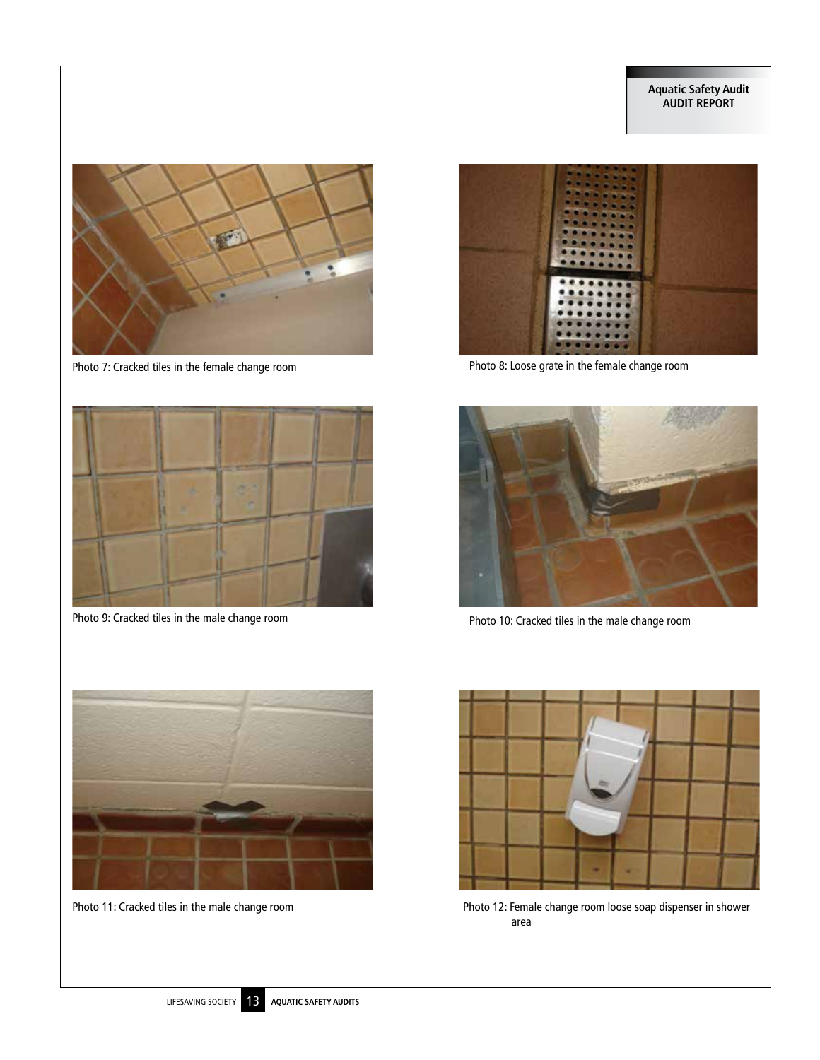Photo 7: Cracked tiles in the female change room

Photo 8: Loose grate in the female change room

Photo 9: Cracked tiles in the male change room

Photo 10: Cracked tiles in the male change room

Photo 11: Cracked tiles in the male change room

Photo 12: Female change room loose soap dispenser in shower area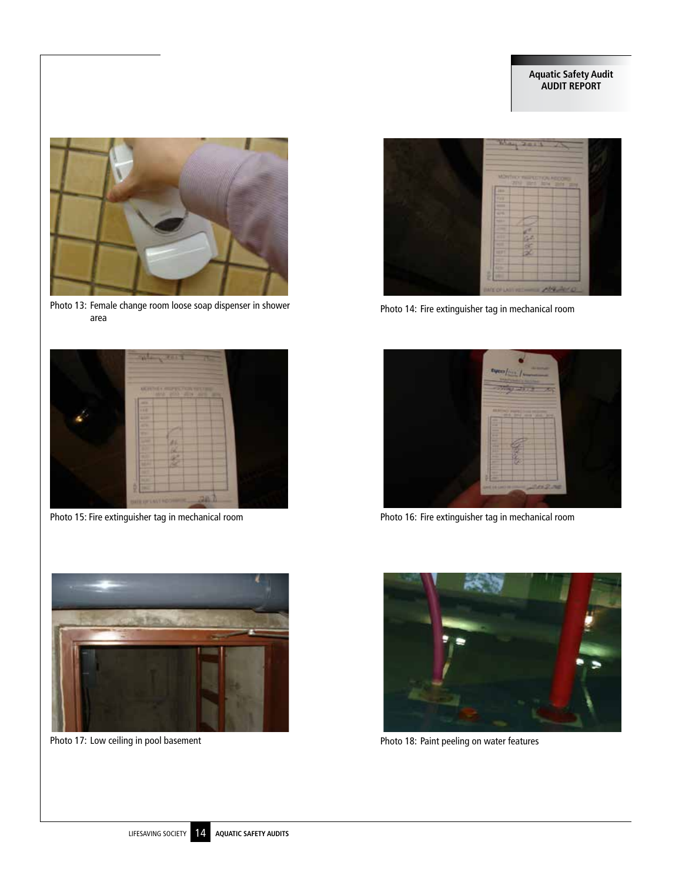Photo 13: Female change room loose soap dispenser in shower area

Photo 14: Fire extinguisher tag in mechanical room

Photo 15: Fire extinguisher tag in mechanical room

Photo 16: Fire extinguisher tag in mechanical room

Photo 17: Low ceiling in pool basement

Photo 18: Paint peeling on water features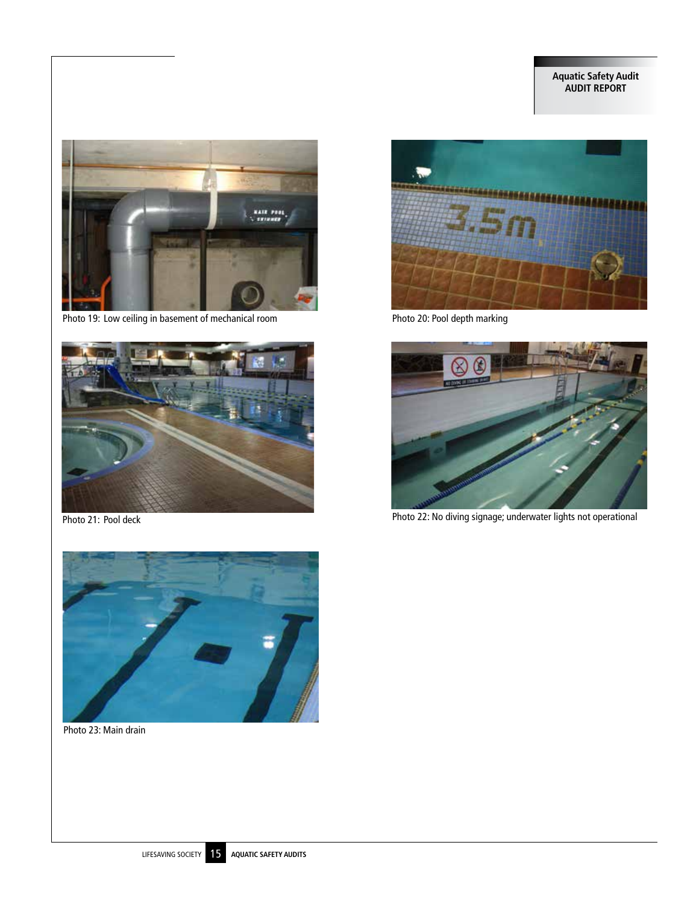Photo 19: Low ceiling in basement of mechanical room

Photo 20: Pool depth marking

Photo 21: Pool deck

Photo 22: No diving signage; underwater lights not operational

Photo 23: Main drain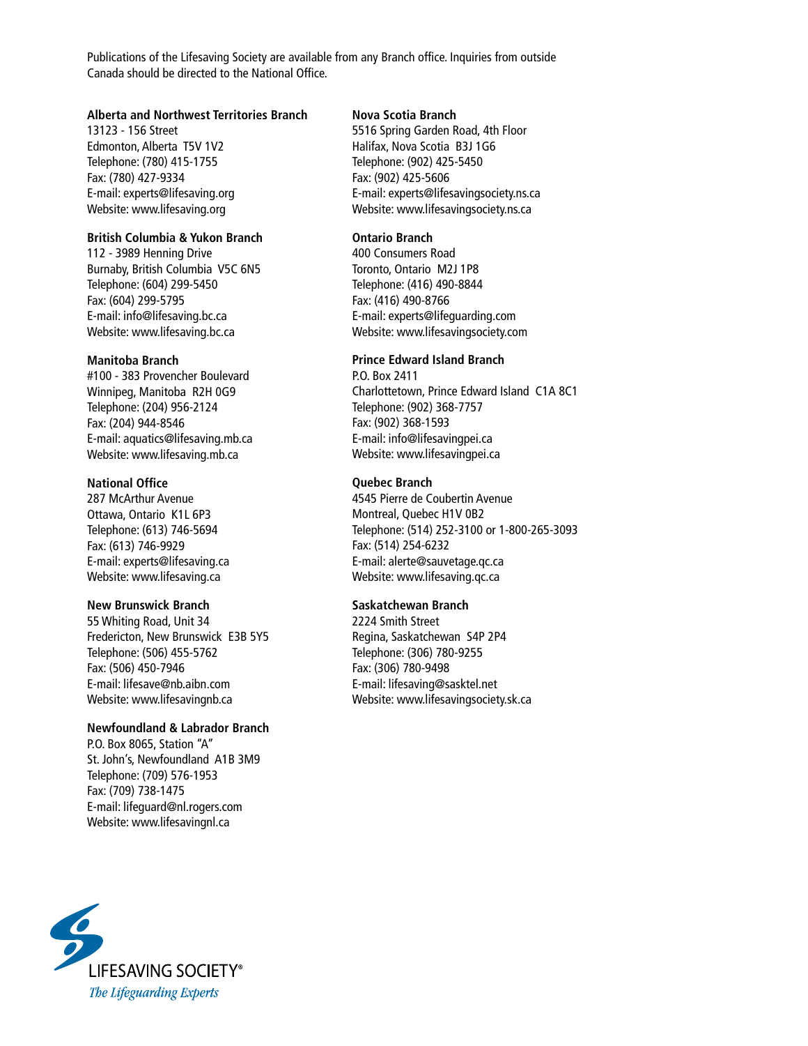Publications of the Lifesaving Society are available from any Branch office. Inquiries from outside Canada should be directed to the National Office.

**Alberta and Northwest Territories Branch**
13123 - 156 Street
Edmonton, Alberta T5V 1V2
Telephone: (780) 415-1755
Fax: (780) 427-9334
E-mail: experts@lifesaving.org
Website: www.lifesaving.org

**British Columbia & Yukon Branch**
112 - 3989 Henning Drive
Burnaby, British Columbia V5C 6N5
Telephone: (604) 299-5450
Fax: (604) 299-5795
E-mail: info@lifesaving.bc.ca
Website: www.lifesaving.bc.ca

**Manitoba Branch**
#100 - 383 Provencher Boulevard
Winnipeg, Manitoba R2H 0G9
Telephone: (204) 956-2124
Fax: (204) 944-8546
E-mail: aquatics@lifesaving.mb.ca
Website: www.lifesaving.mb.ca

**National Office**
287 McArthur Avenue
Ottawa, Ontario K1L 6P3
Telephone: (613) 746-5694
Fax: (613) 746-9929
E-mail: experts@lifesaving.ca
Website: www.lifesaving.ca

**New Brunswick Branch**
55 Whiting Road, Unit 34
Fredericton, New Brunswick E3B 5Y5
Telephone: (506) 455-5762
Fax: (506) 450-7946
E-mail: lifesave@nb.aibn.com
Website: www.lifesavingnb.ca

**Newfoundland & Labrador Branch**
P.O. Box 8065, Station "A"
St. John's, Newfoundland A1B 3M9
Telephone: (709) 576-1953
Fax: (709) 738-1475
E-mail: lifeguard@nl.rogers.com
Website: www.lifesavingnl.ca

**Nova Scotia Branch**
5516 Spring Garden Road, 4th Floor
Halifax, Nova Scotia B3J 1G6
Telephone: (902) 425-5450
Fax: (902) 425-5606
E-mail: experts@lifesavingsociety.ns.ca
Website: www.lifesavingsociety.ns.ca

**Ontario Branch**
400 Consumers Road
Toronto, Ontario M2J 1P8
Telephone: (416) 490-8844
Fax: (416) 490-8766
E-mail: experts@lifeguarding.com
Website: www.lifesavingsociety.com

**Prince Edward Island Branch**
P.O. Box 2411
Charlottetown, Prince Edward Island C1A 8C1
Telephone: (902) 368-7757
Fax: (902) 368-1593
E-mail: info@lifesavingpei.ca
Website: www.lifesavingpei.ca

**Quebec Branch**
4545 Pierre de Coubertin Avenue
Montreal, Quebec H1V 0B2
Telephone: (514) 252-3100 or 1-800-265-3093
Fax: (514) 254-6232
E-mail: alerte@sauvetage.qc.ca
Website: www.lifesaving.qc.ca

**Saskatchewan Branch**
2224 Smith Street
Regina, Saskatchewan S4P 2P4
Telephone: (306) 780-9255
Fax: (306) 780-9498
E-mail: lifesaving@sasktel.net
Website: www.lifesavingsociety.sk.ca

LIFESAVING SOCIETY®
*The Lifeguarding Experts*